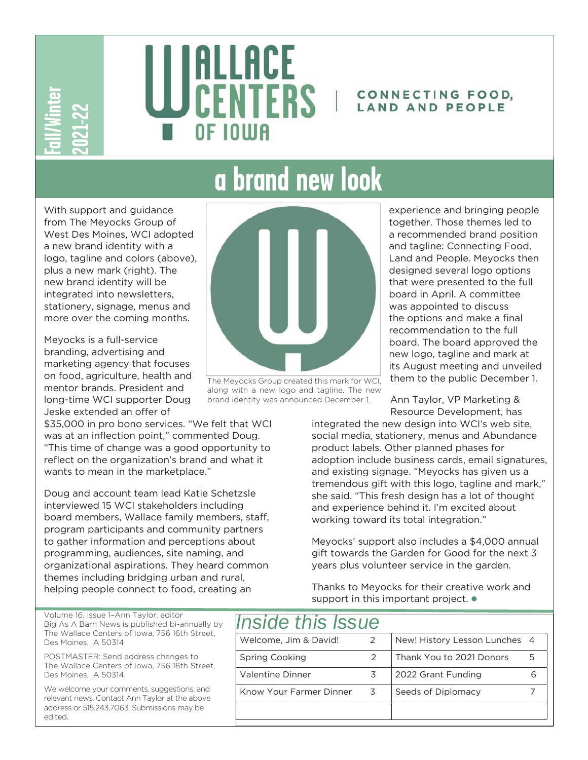Fall/Winter 2021-22

# WALLACE CENTERS OF IOWA

CONNECTING FOOD, LAND AND PEOPLE

## a brand new look

With support and guidance from The Meyocks Group of West Des Moines, WCI adopted a new brand identity with a logo, tagline and colors (above), plus a new mark (right). The new brand identity will be integrated into newsletters, stationery, signage, menus and more over the coming months.

Meyocks is a full-service branding, advertising and marketing agency that focuses on food, agriculture, health and mentor brands. President and long-time WCI supporter Doug Jeske extended an offer of $35,000 in pro bono services. "We felt that WCI was at an inflection point," commented Doug. "This time of change was a good opportunity to reflect on the organization's brand and what it wants to mean in the marketplace."

The Meyocks Group created this mark for WCI, along with a new logo and tagline. The new brand identity was announced December 1.

Doug and account team lead Katie Schetzsle interviewed 15 WCI stakeholders including board members, Wallace family members, staff, program participants and community partners to gather information and perceptions about programming, audiences, site naming, and organizational aspirations. They heard common themes including bridging urban and rural, helping people connect to food, creating an experience and bringing people together. Those themes led to a recommended brand position and tagline: Connecting Food, Land and People. Meyocks then designed several logo options that were presented to the full board in April. A committee was appointed to discuss the options and make a final recommendation to the full board. The board approved the new logo, tagline and mark at its August meeting and unveiled them to the public December 1.

Ann Taylor, VP Marketing & Resource Development, has integrated the new design into WCI's web site, social media, stationery, menus and Abundance product labels. Other planned phases for adoption include business cards, email signatures, and existing signage. "Meyocks has given us a tremendous gift with this logo, tagline and mark," she said. "This fresh design has a lot of thought and experience behind it. I'm excited about working toward its total integration."

Meyocks' support also includes a $4,000 annual gift towards the Garden for Good for the next 3 years plus volunteer service in the garden.

Thanks to Meyocks for their creative work and support in this important project. ●

Volume 16, Issue 1–Ann Taylor, editor
Big As A Barn News is published bi-annually by The Wallace Centers of Iowa, 756 16th Street, Des Moines, IA 50314

POSTMASTER: Send address changes to The Wallace Centers of Iowa, 756 16th Street, Des Moines, IA 50314.

We welcome your comments, suggestions, and relevant news. Contact Ann Taylor at the above address or 515.243.7063. Submissions may be edited.

### *Inside this Issue*

| | | | |
|---|---|---|---|
| Welcome, Jim & David! | 2 | New! History Lesson Lunches | 4 |
| Spring Cooking | 2 | Thank You to 2021 Donors | 5 |
| Valentine Dinner | 3 | 2022 Grant Funding | 6 |
| Know Your Farmer Dinner | 3 | Seeds of Diplomacy | 7 |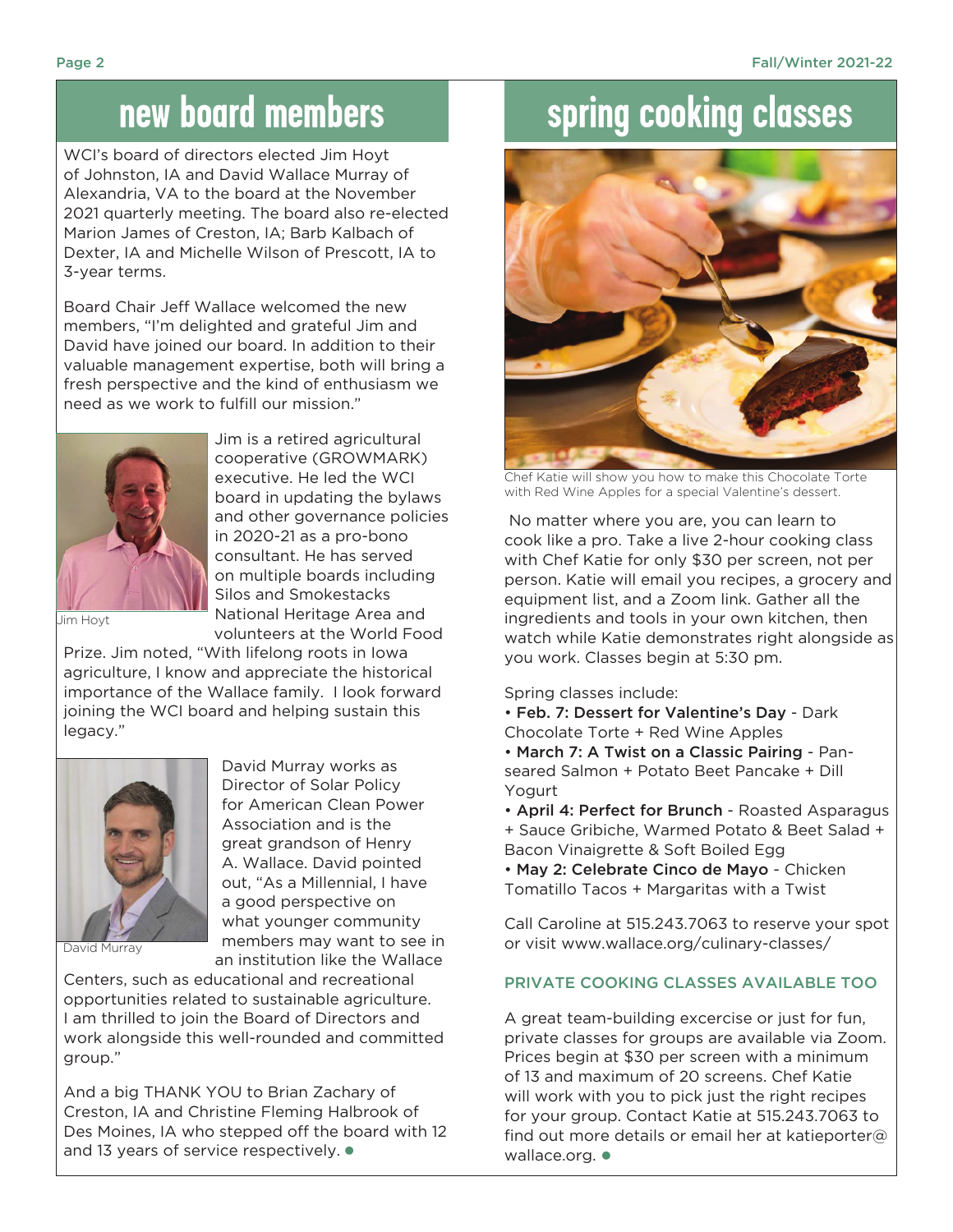# new board members

WCI's board of directors elected Jim Hoyt of Johnston, IA and David Wallace Murray of Alexandria, VA to the board at the November 2021 quarterly meeting. The board also re-elected Marion James of Creston, IA; Barb Kalbach of Dexter, IA and Michelle Wilson of Prescott, IA to 3-year terms.

Board Chair Jeff Wallace welcomed the new members, "I'm delighted and grateful Jim and David have joined our board. In addition to their valuable management expertise, both will bring a fresh perspective and the kind of enthusiasm we need as we work to fulfill our mission."

Jim Hoyt

Jim is a retired agricultural cooperative (GROWMARK) executive. He led the WCI board in updating the bylaws and other governance policies in 2020-21 as a pro-bono consultant. He has served on multiple boards including Silos and Smokestacks National Heritage Area and volunteers at the World Food Prize. Jim noted, "With lifelong roots in Iowa agriculture, I know and appreciate the historical importance of the Wallace family. I look forward joining the WCI board and helping sustain this legacy."

David Murray

David Murray works as Director of Solar Policy for American Clean Power Association and is the great grandson of Henry A. Wallace. David pointed out, "As a Millennial, I have a good perspective on what younger community members may want to see in an institution like the Wallace Centers, such as educational and recreational opportunities related to sustainable agriculture. I am thrilled to join the Board of Directors and work alongside this well-rounded and committed group."

And a big THANK YOU to Brian Zachary of Creston, IA and Christine Fleming Halbrook of Des Moines, IA who stepped off the board with 12 and 13 years of service respectively.

# spring cooking classes

Chef Katie will show you how to make this Chocolate Torte with Red Wine Apples for a special Valentine's dessert.

No matter where you are, you can learn to cook like a pro. Take a live 2-hour cooking class with Chef Katie for only $30 per screen, not per person. Katie will email you recipes, a grocery and equipment list, and a Zoom link. Gather all the ingredients and tools in your own kitchen, then watch while Katie demonstrates right alongside as you work. Classes begin at 5:30 pm.

Spring classes include:

- **Feb. 7: Dessert for Valentine's Day** - Dark Chocolate Torte + Red Wine Apples
- **March 7: A Twist on a Classic Pairing** - Pan-seared Salmon + Potato Beet Pancake + Dill Yogurt
- **April 4: Perfect for Brunch** - Roasted Asparagus + Sauce Gribiche, Warmed Potato & Beet Salad + Bacon Vinaigrette & Soft Boiled Egg
- **May 2: Celebrate Cinco de Mayo** - Chicken Tomatillo Tacos + Margaritas with a Twist

Call Caroline at 515.243.7063 to reserve your spot or visit www.wallace.org/culinary-classes/

## PRIVATE COOKING CLASSES AVAILABLE TOO

A great team-building excercise or just for fun, private classes for groups are available via Zoom. Prices begin at $30 per screen with a minimum of 13 and maximum of 20 screens. Chef Katie will work with you to pick just the right recipes for your group. Contact Katie at 515.243.7063 to find out more details or email her at katieporter@wallace.org.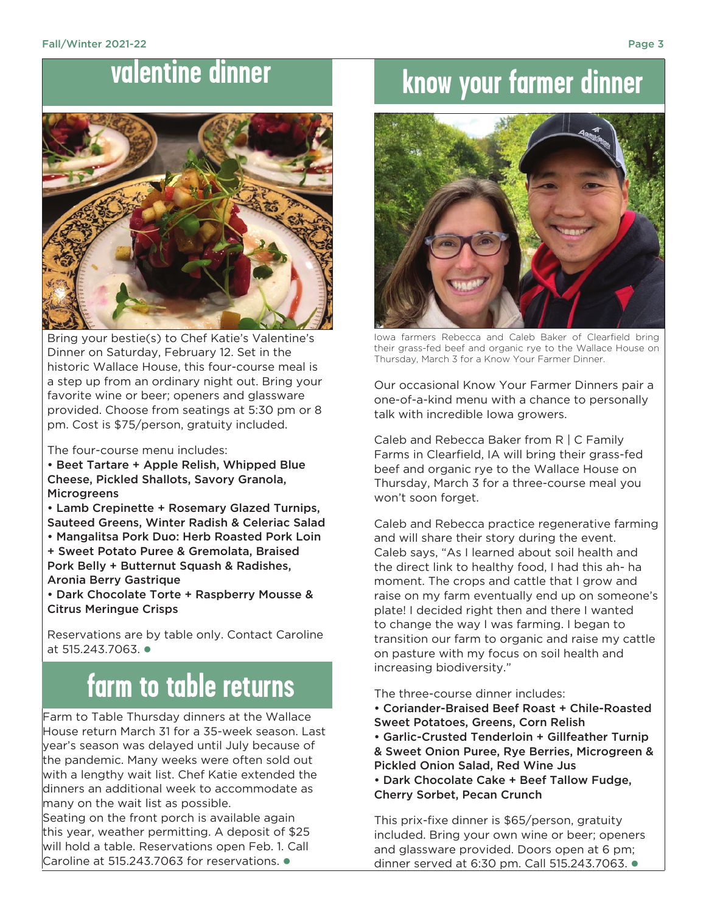## valentine dinner

Bring your bestie(s) to Chef Katie's Valentine's Dinner on Saturday, February 12. Set in the historic Wallace House, this four-course meal is a step up from an ordinary night out. Bring your favorite wine or beer; openers and glassware provided. Choose from seatings at 5:30 pm or 8 pm. Cost is $75/person, gratuity included.

The four-course menu includes:

- **Beet Tartare + Apple Relish, Whipped Blue Cheese, Pickled Shallots, Savory Granola, Microgreens**
- **Lamb Crepinette + Rosemary Glazed Turnips, Sauteed Greens, Winter Radish & Celeriac Salad**
- **Mangalitsa Pork Duo: Herb Roasted Pork Loin + Sweet Potato Puree & Gremolata, Braised Pork Belly + Butternut Squash & Radishes, Aronia Berry Gastrique**
- **Dark Chocolate Torte + Raspberry Mousse & Citrus Meringue Crisps**

Reservations are by table only. Contact Caroline at 515.243.7063.

## farm to table returns

Farm to Table Thursday dinners at the Wallace House return March 31 for a 35-week season. Last year's season was delayed until July because of the pandemic. Many weeks were often sold out with a lengthy wait list. Chef Katie extended the dinners an additional week to accommodate as many on the wait list as possible.

Seating on the front porch is available again this year, weather permitting. A deposit of $25 will hold a table. Reservations open Feb. 1. Call Caroline at 515.243.7063 for reservations.

## know your farmer dinner

Iowa farmers Rebecca and Caleb Baker of Clearfield bring their grass-fed beef and organic rye to the Wallace House on Thursday, March 3 for a Know Your Farmer Dinner.

Our occasional Know Your Farmer Dinners pair a one-of-a-kind menu with a chance to personally talk with incredible Iowa growers.

Caleb and Rebecca Baker from R | C Family Farms in Clearfield, IA will bring their grass-fed beef and organic rye to the Wallace House on Thursday, March 3 for a three-course meal you won't soon forget.

Caleb and Rebecca practice regenerative farming and will share their story during the event. Caleb says, "As I learned about soil health and the direct link to healthy food, I had this ah- ha moment. The crops and cattle that I grow and raise on my farm eventually end up on someone's plate! I decided right then and there I wanted to change the way I was farming. I began to transition our farm to organic and raise my cattle on pasture with my focus on soil health and increasing biodiversity."

The three-course dinner includes:

- **Coriander-Braised Beef Roast + Chile-Roasted Sweet Potatoes, Greens, Corn Relish**
- **Garlic-Crusted Tenderloin + Gillfeather Turnip & Sweet Onion Puree, Rye Berries, Microgreen & Pickled Onion Salad, Red Wine Jus**
- **Dark Chocolate Cake + Beef Tallow Fudge, Cherry Sorbet, Pecan Crunch**

This prix-fixe dinner is $65/person, gratuity included. Bring your own wine or beer; openers and glassware provided. Doors open at 6 pm; dinner served at 6:30 pm. Call 515.243.7063.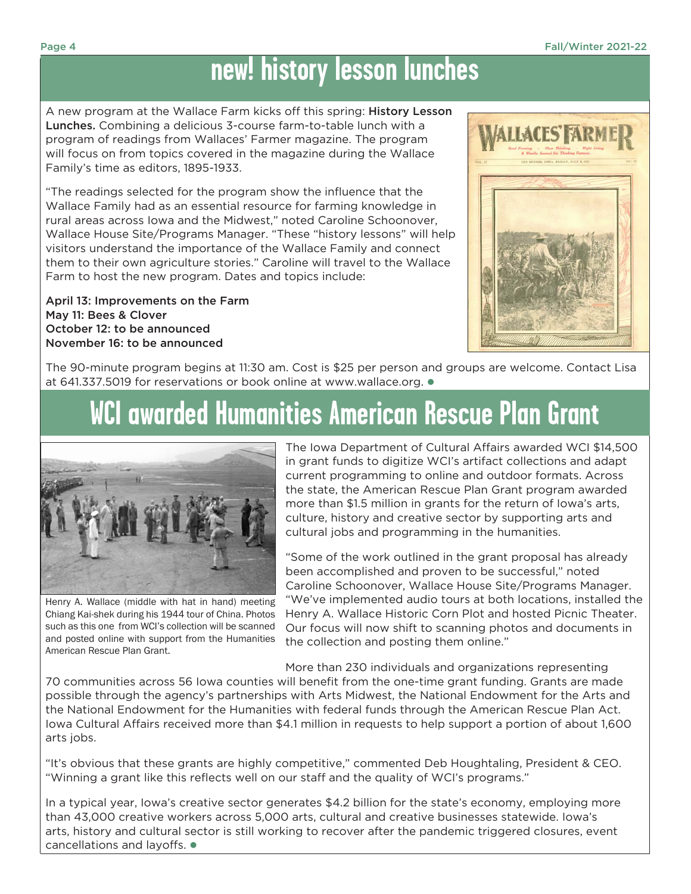# new! history lesson lunches

A new program at the Wallace Farm kicks off this spring: **History Lesson Lunches.** Combining a delicious 3-course farm-to-table lunch with a program of readings from Wallaces' Farmer magazine. The program will focus on from topics covered in the magazine during the Wallace Family's time as editors, 1895-1933.

"The readings selected for the program show the influence that the Wallace Family had as an essential resource for farming knowledge in rural areas across Iowa and the Midwest," noted Caroline Schoonover, Wallace House Site/Programs Manager. "These "history lessons" will help visitors understand the importance of the Wallace Family and connect them to their own agriculture stories." Caroline will travel to the Wallace Farm to host the new program. Dates and topics include:

**April 13: Improvements on the Farm**
**May 11: Bees & Clover**
**October 12: to be announced**
**November 16: to be announced**

The 90-minute program begins at 11:30 am. Cost is $25 per person and groups are welcome. Contact Lisa at 641.337.5019 for reservations or book online at www.wallace.org.

# WCI awarded Humanities American Rescue Plan Grant

Henry A. Wallace (middle with hat in hand) meeting Chiang Kai-shek during his 1944 tour of China. Photos such as this one from WCI's collection will be scanned and posted online with support from the Humanities American Rescue Plan Grant.

The Iowa Department of Cultural Affairs awarded WCI $14,500 in grant funds to digitize WCI's artifact collections and adapt current programming to online and outdoor formats. Across the state, the American Rescue Plan Grant program awarded more than $1.5 million in grants for the return of Iowa's arts, culture, history and creative sector by supporting arts and cultural jobs and programming in the humanities.

"Some of the work outlined in the grant proposal has already been accomplished and proven to be successful," noted Caroline Schoonover, Wallace House Site/Programs Manager. "We've implemented audio tours at both locations, installed the Henry A. Wallace Historic Corn Plot and hosted Picnic Theater. Our focus will now shift to scanning photos and documents in the collection and posting them online."

More than 230 individuals and organizations representing 70 communities across 56 Iowa counties will benefit from the one-time grant funding. Grants are made possible through the agency's partnerships with Arts Midwest, the National Endowment for the Arts and the National Endowment for the Humanities with federal funds through the American Rescue Plan Act. Iowa Cultural Affairs received more than $4.1 million in requests to help support a portion of about 1,600 arts jobs.

"It's obvious that these grants are highly competitive," commented Deb Houghtaling, President & CEO. "Winning a grant like this reflects well on our staff and the quality of WCI's programs."

In a typical year, Iowa's creative sector generates $4.2 billion for the state's economy, employing more than 43,000 creative workers across 5,000 arts, cultural and creative businesses statewide. Iowa's arts, history and cultural sector is still working to recover after the pandemic triggered closures, event cancellations and layoffs.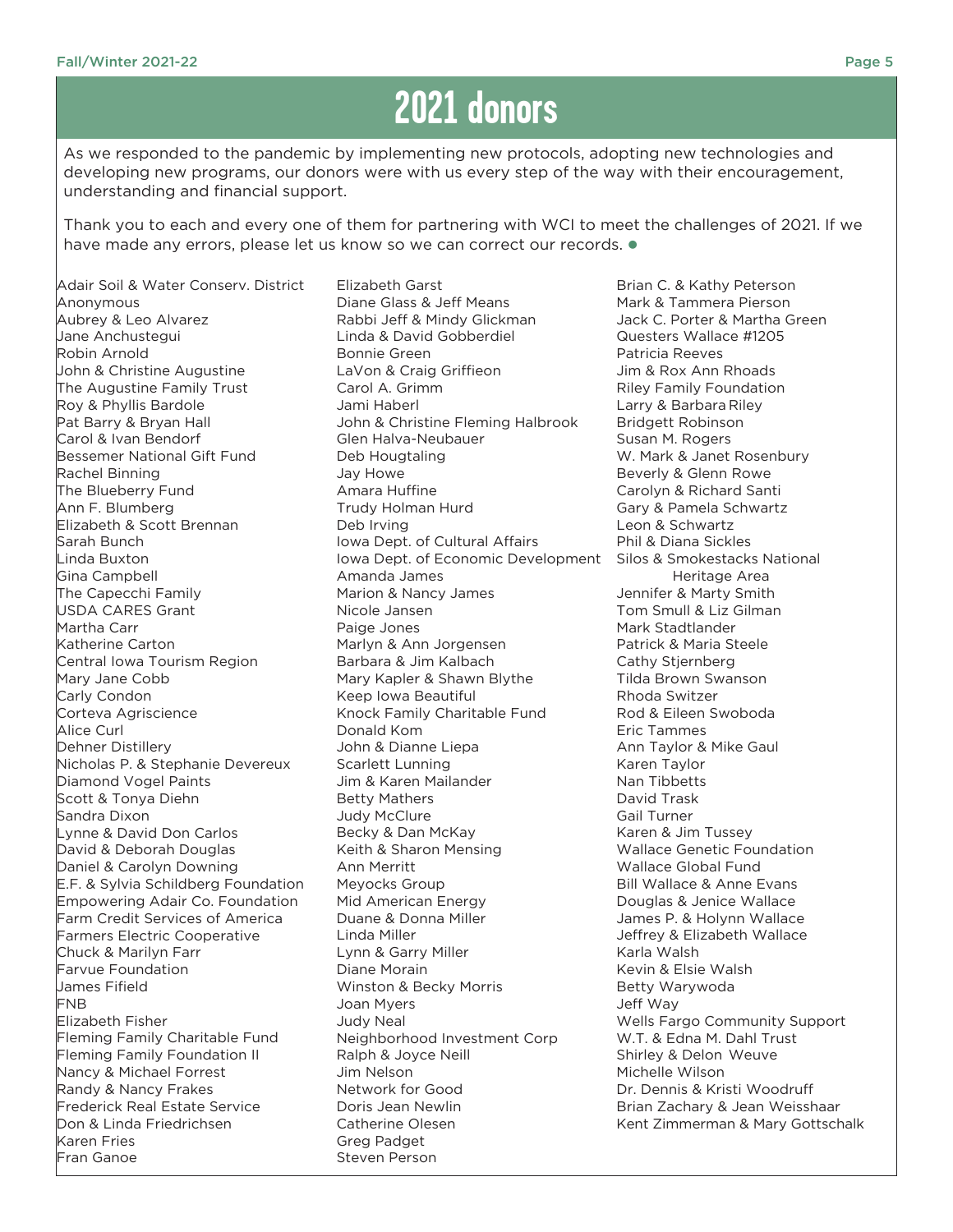# 2021 donors

As we responded to the pandemic by implementing new protocols, adopting new technologies and developing new programs, our donors were with us every step of the way with their encouragement, understanding and financial support.

Thank you to each and every one of them for partnering with WCI to meet the challenges of 2021. If we have made any errors, please let us know so we can correct our records. ●

Adair Soil & Water Conserv. District
Anonymous
Aubrey & Leo Alvarez
Jane Anchustegui
Robin Arnold
John & Christine Augustine
The Augustine Family Trust
Roy & Phyllis Bardole
Pat Barry & Bryan Hall
Carol & Ivan Bendorf
Bessemer National Gift Fund
Rachel Binning
The Blueberry Fund
Ann F. Blumberg
Elizabeth & Scott Brennan
Sarah Bunch
Linda Buxton
Gina Campbell
The Capecchi Family
USDA CARES Grant
Martha Carr
Katherine Carton
Central Iowa Tourism Region
Mary Jane Cobb
Carly Condon
Corteva Agriscience
Alice Curl
Dehner Distillery
Nicholas P. & Stephanie Devereux
Diamond Vogel Paints
Scott & Tonya Diehn
Sandra Dixon
Lynne & David Don Carlos
David & Deborah Douglas
Daniel & Carolyn Downing
E.F. & Sylvia Schildberg Foundation
Empowering Adair Co. Foundation
Farm Credit Services of America
Farmers Electric Cooperative
Chuck & Marilyn Farr
Farvue Foundation
James Fifield
FNB
Elizabeth Fisher
Fleming Family Charitable Fund
Fleming Family Foundation II
Nancy & Michael Forrest
Randy & Nancy Frakes
Frederick Real Estate Service
Don & Linda Friedrichsen
Karen Fries
Fran Ganoe
Elizabeth Garst
Diane Glass & Jeff Means
Rabbi Jeff & Mindy Glickman
Linda & David Gobberdiel
Bonnie Green
LaVon & Craig Griffieon
Carol A. Grimm
Jami Haberl
John & Christine Fleming Halbrook
Glen Halva-Neubauer
Deb Hougtaling
Jay Howe
Amara Huffine
Trudy Holman Hurd
Deb Irving
Iowa Dept. of Cultural Affairs
Iowa Dept. of Economic Development
Amanda James
Marion & Nancy James
Nicole Jansen
Paige Jones
Marlyn & Ann Jorgensen
Barbara & Jim Kalbach
Mary Kapler & Shawn Blythe
Keep Iowa Beautiful
Knock Family Charitable Fund
Donald Kom
John & Dianne Liepa
Scarlett Lunning
Jim & Karen Mailander
Betty Mathers
Judy McClure
Becky & Dan McKay
Keith & Sharon Mensing
Ann Merritt
Meyocks Group
Mid American Energy
Duane & Donna Miller
Linda Miller
Lynn & Garry Miller
Diane Morain
Winston & Becky Morris
Joan Myers
Judy Neal
Neighborhood Investment Corp
Ralph & Joyce Neill
Jim Nelson
Network for Good
Doris Jean Newlin
Catherine Olesen
Greg Padget
Steven Person
Brian C. & Kathy Peterson
Mark & Tammera Pierson
Jack C. Porter & Martha Green
Questers Wallace #1205
Patricia Reeves
Jim & Rox Ann Rhoads
Riley Family Foundation
Larry & Barbara Riley
Bridgett Robinson
Susan M. Rogers
W. Mark & Janet Rosenbury
Beverly & Glenn Rowe
Carolyn & Richard Santi
Gary & Pamela Schwartz
Leon & Schwartz
Phil & Diana Sickles
Silos & Smokestacks National Heritage Area
Jennifer & Marty Smith
Tom Smull & Liz Gilman
Mark Stadtlander
Patrick & Maria Steele
Cathy Stjernberg
Tilda Brown Swanson
Rhoda Switzer
Rod & Eileen Swoboda
Eric Tammes
Ann Taylor & Mike Gaul
Karen Taylor
Nan Tibbetts
David Trask
Gail Turner
Karen & Jim Tussey
Wallace Genetic Foundation
Wallace Global Fund
Bill Wallace & Anne Evans
Douglas & Jenice Wallace
James P. & Holynn Wallace
Jeffrey & Elizabeth Wallace
Karla Walsh
Kevin & Elsie Walsh
Betty Warywoda
Jeff Way
Wells Fargo Community Support
W.T. & Edna M. Dahl Trust
Shirley & Delon Weuve
Michelle Wilson
Dr. Dennis & Kristi Woodruff
Brian Zachary & Jean Weisshaar
Kent Zimmerman & Mary Gottschalk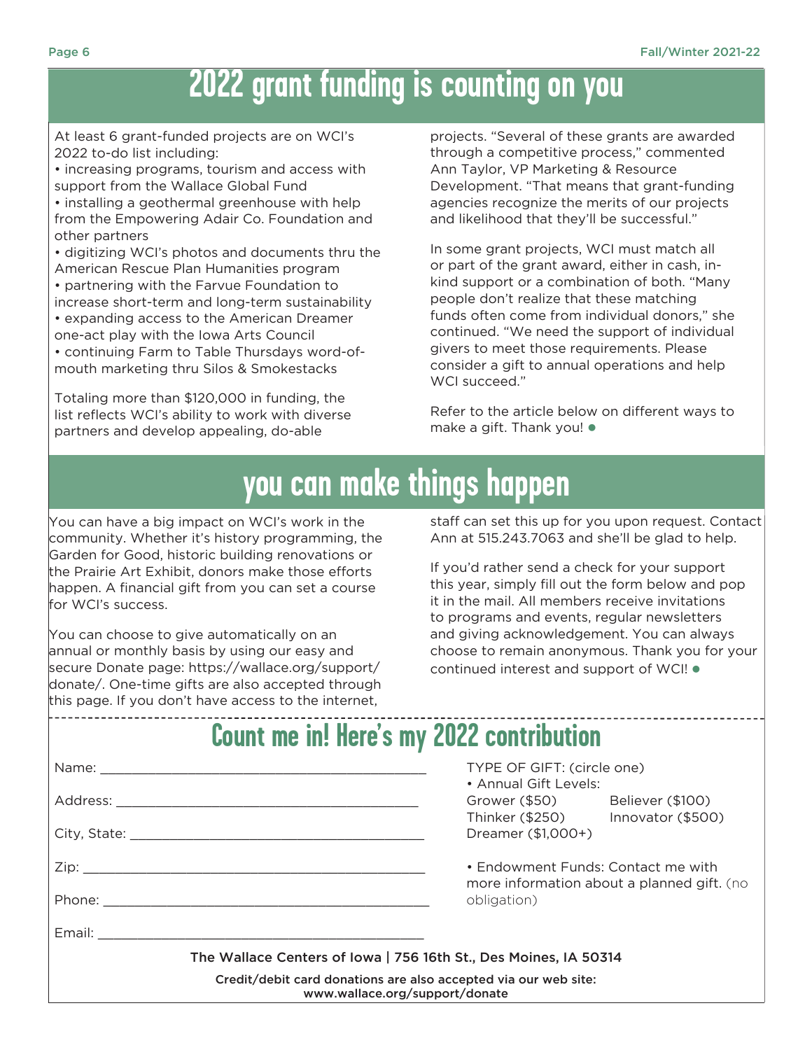# 2022 grant funding is counting on you

At least 6 grant-funded projects are on WCI's 2022 to-do list including:

- increasing programs, tourism and access with support from the Wallace Global Fund
- installing a geothermal greenhouse with help from the Empowering Adair Co. Foundation and other partners
- digitizing WCI's photos and documents thru the American Rescue Plan Humanities program
- partnering with the Farvue Foundation to increase short-term and long-term sustainability
- expanding access to the American Dreamer one-act play with the Iowa Arts Council
- continuing Farm to Table Thursdays word-of-mouth marketing thru Silos & Smokestacks

Totaling more than $120,000 in funding, the list reflects WCI's ability to work with diverse partners and develop appealing, do-able projects. "Several of these grants are awarded through a competitive process," commented Ann Taylor, VP Marketing & Resource Development. "That means that grant-funding agencies recognize the merits of our projects and likelihood that they'll be successful."

In some grant projects, WCI must match all or part of the grant award, either in cash, in-kind support or a combination of both. "Many people don't realize that these matching funds often come from individual donors," she continued. "We need the support of individual givers to meet those requirements. Please consider a gift to annual operations and help WCI succeed."

Refer to the article below on different ways to make a gift. Thank you! ●

# you can make things happen

You can have a big impact on WCI's work in the community. Whether it's history programming, the Garden for Good, historic building renovations or the Prairie Art Exhibit, donors make those efforts happen. A financial gift from you can set a course for WCI's success.

You can choose to give automatically on an annual or monthly basis by using our easy and secure Donate page: https://wallace.org/support/donate/. One-time gifts are also accepted through this page. If you don't have access to the internet, staff can set this up for you upon request. Contact Ann at 515.243.7063 and she'll be glad to help.

If you'd rather send a check for your support this year, simply fill out the form below and pop it in the mail. All members receive invitations to programs and events, regular newsletters and giving acknowledgement. You can always choose to remain anonymous. Thank you for your continued interest and support of WCI! ●

---

## Count me in! Here's my 2022 contribution

Name: ____________________________________________

Address: __________________________________________

City, State: ________________________________________

Zip: ______________________________________________

Phone: ____________________________________________

Email: ____________________________________________

TYPE OF GIFT: (circle one)

- Annual Gift Levels:
  Grower ($50) Believer ($100)
  Thinker ($250) Innovator ($500)
  Dreamer ($1,000+)

- Endowment Funds: Contact me with more information about a planned gift. (no obligation)

**The Wallace Centers of Iowa | 756 16th St., Des Moines, IA 50314**

**Credit/debit card donations are also accepted via our web site: www.wallace.org/support/donate**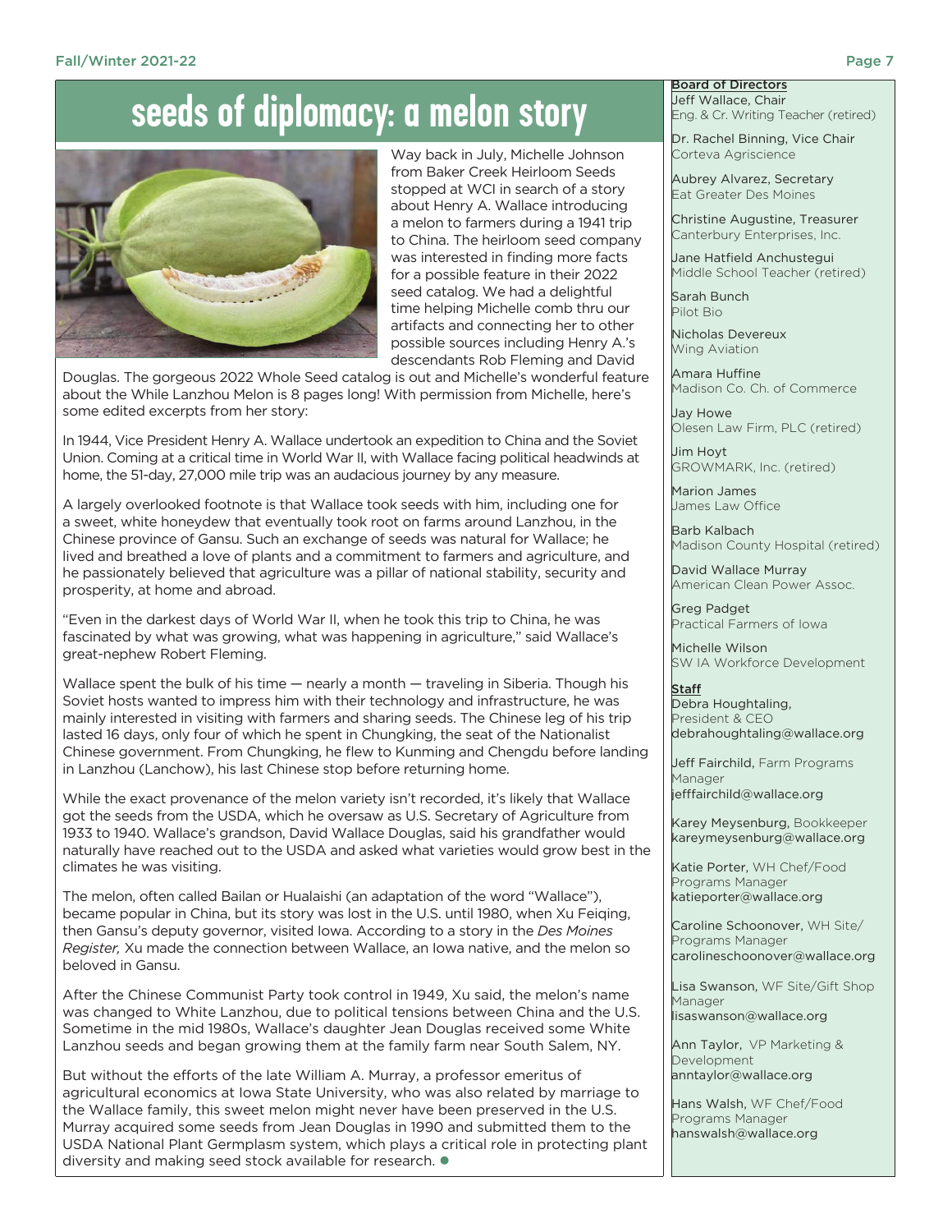# seeds of diplomacy: a melon story

Way back in July, Michelle Johnson from Baker Creek Heirloom Seeds stopped at WCI in search of a story about Henry A. Wallace introducing a melon to farmers during a 1941 trip to China. The heirloom seed company was interested in finding more facts for a possible feature in their 2022 seed catalog. We had a delightful time helping Michelle comb thru our artifacts and connecting her to other possible sources including Henry A.'s descendants Rob Fleming and David Douglas. The gorgeous 2022 Whole Seed catalog is out and Michelle's wonderful feature about the While Lanzhou Melon is 8 pages long! With permission from Michelle, here's some edited excerpts from her story:

In 1944, Vice President Henry A. Wallace undertook an expedition to China and the Soviet Union. Coming at a critical time in World War II, with Wallace facing political headwinds at home, the 51-day, 27,000 mile trip was an audacious journey by any measure.

A largely overlooked footnote is that Wallace took seeds with him, including one for a sweet, white honeydew that eventually took root on farms around Lanzhou, in the Chinese province of Gansu. Such an exchange of seeds was natural for Wallace; he lived and breathed a love of plants and a commitment to farmers and agriculture, and he passionately believed that agriculture was a pillar of national stability, security and prosperity, at home and abroad.

"Even in the darkest days of World War II, when he took this trip to China, he was fascinated by what was growing, what was happening in agriculture," said Wallace's great-nephew Robert Fleming.

Wallace spent the bulk of his time — nearly a month — traveling in Siberia. Though his Soviet hosts wanted to impress him with their technology and infrastructure, he was mainly interested in visiting with farmers and sharing seeds. The Chinese leg of his trip lasted 16 days, only four of which he spent in Chungking, the seat of the Nationalist Chinese government. From Chungking, he flew to Kunming and Chengdu before landing in Lanzhou (Lanchow), his last Chinese stop before returning home.

While the exact provenance of the melon variety isn't recorded, it's likely that Wallace got the seeds from the USDA, which he oversaw as U.S. Secretary of Agriculture from 1933 to 1940. Wallace's grandson, David Wallace Douglas, said his grandfather would naturally have reached out to the USDA and asked what varieties would grow best in the climates he was visiting.

The melon, often called Bailan or Hualaishi (an adaptation of the word "Wallace"), became popular in China, but its story was lost in the U.S. until 1980, when Xu Feiqing, then Gansu's deputy governor, visited Iowa. According to a story in the *Des Moines Register,* Xu made the connection between Wallace, an Iowa native, and the melon so beloved in Gansu.

After the Chinese Communist Party took control in 1949, Xu said, the melon's name was changed to White Lanzhou, due to political tensions between China and the U.S. Sometime in the mid 1980s, Wallace's daughter Jean Douglas received some White Lanzhou seeds and began growing them at the family farm near South Salem, NY.

But without the efforts of the late William A. Murray, a professor emeritus of agricultural economics at Iowa State University, who was also related by marriage to the Wallace family, this sweet melon might never have been preserved in the U.S. Murray acquired some seeds from Jean Douglas in 1990 and submitted them to the USDA National Plant Germplasm system, which plays a critical role in protecting plant diversity and making seed stock available for research.

**Board of Directors**

Jeff Wallace, Chair
Eng. & Cr. Writing Teacher (retired)

Dr. Rachel Binning, Vice Chair
Corteva Agriscience

Aubrey Alvarez, Secretary
Eat Greater Des Moines

Christine Augustine, Treasurer
Canterbury Enterprises, Inc.

Jane Hatfield Anchustegui
Middle School Teacher (retired)

Sarah Bunch
Pilot Bio

Nicholas Devereux
Wing Aviation

Amara Huffine
Madison Co. Ch. of Commerce

Jay Howe
Olesen Law Firm, PLC (retired)

Jim Hoyt
GROWMARK, Inc. (retired)

Marion James
James Law Office

Barb Kalbach
Madison County Hospital (retired)

David Wallace Murray
American Clean Power Assoc.

Greg Padget
Practical Farmers of Iowa

Michelle Wilson
SW IA Workforce Development

**Staff**

Debra Houghtaling, President & CEO
debrahoughtaling@wallace.org

Jeff Fairchild, Farm Programs Manager
jefffairchild@wallace.org

Karey Meysenburg, Bookkeeper
kareymeysenburg@wallace.org

Katie Porter, WH Chef/Food Programs Manager
katieporter@wallace.org

Caroline Schoonover, WH Site/Programs Manager
carolineschoonover@wallace.org

Lisa Swanson, WF Site/Gift Shop Manager
lisaswanson@wallace.org

Ann Taylor, VP Marketing & Development
anntaylor@wallace.org

Hans Walsh, WF Chef/Food Programs Manager
hanswalsh@wallace.org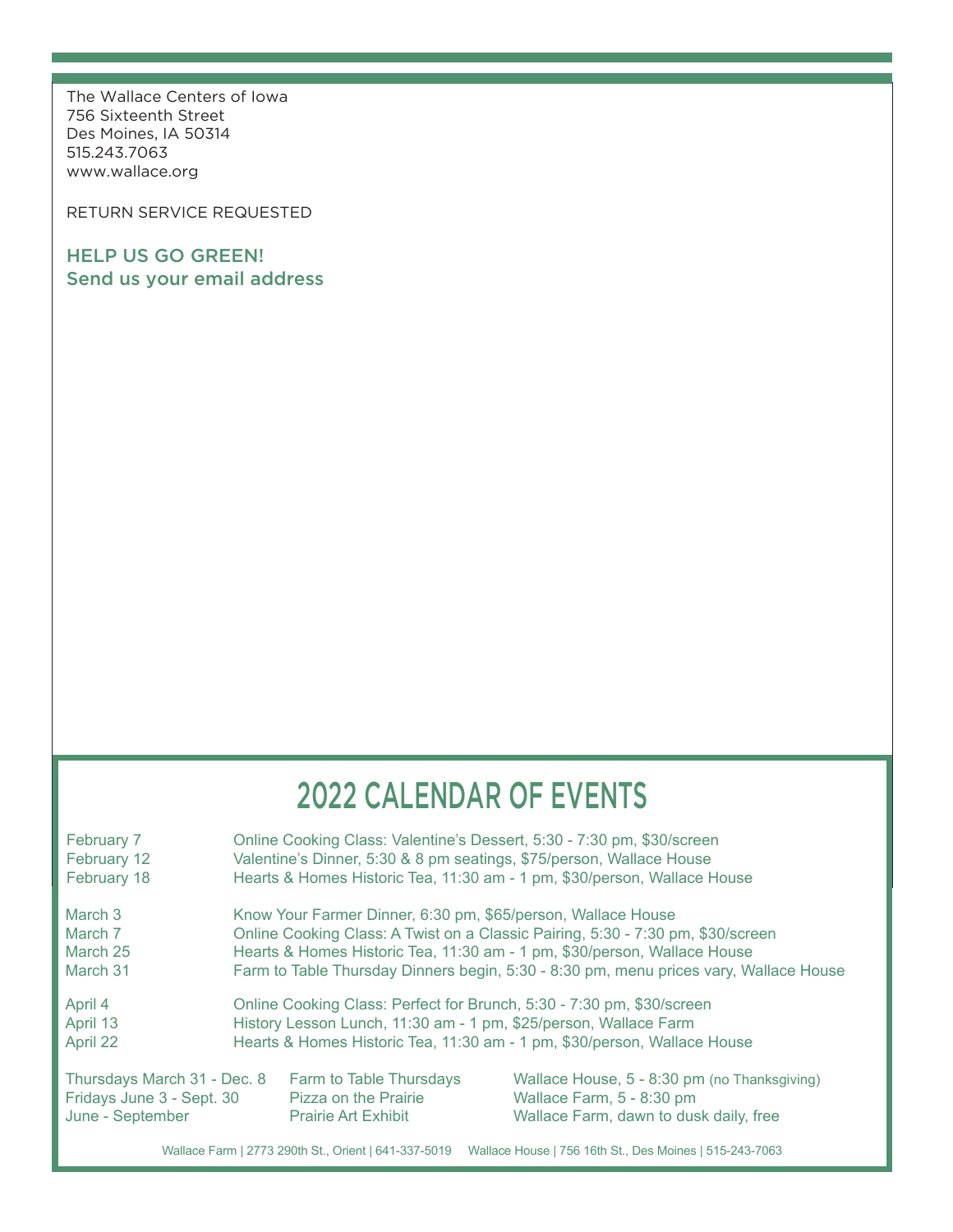The Wallace Centers of Iowa
756 Sixteenth Street
Des Moines, IA 50314
515.243.7063
www.wallace.org

RETURN SERVICE REQUESTED

**HELP US GO GREEN!**
**Send us your email address**

## 2022 CALENDAR OF EVENTS

| | |
|---|---|
| February 7 | Online Cooking Class: Valentine's Dessert, 5:30 - 7:30 pm, $30/screen |
| February 12 | Valentine's Dinner, 5:30 & 8 pm seatings, $75/person, Wallace House |
| February 18 | Hearts & Homes Historic Tea, 11:30 am - 1 pm, $30/person, Wallace House |
| March 3 | Know Your Farmer Dinner, 6:30 pm, $65/person, Wallace House |
| March 7 | Online Cooking Class: A Twist on a Classic Pairing, 5:30 - 7:30 pm, $30/screen |
| March 25 | Hearts & Homes Historic Tea, 11:30 am - 1 pm, $30/person, Wallace House |
| March 31 | Farm to Table Thursday Dinners begin, 5:30 - 8:30 pm, menu prices vary, Wallace House |
| April 4 | Online Cooking Class: Perfect for Brunch, 5:30 - 7:30 pm, $30/screen |
| April 13 | History Lesson Lunch, 11:30 am - 1 pm, $25/person, Wallace Farm |
| April 22 | Hearts & Homes Historic Tea, 11:30 am - 1 pm, $30/person, Wallace House |

| | | |
|---|---|---|
| Thursdays March 31 - Dec. 8 | Farm to Table Thursdays | Wallace House, 5 - 8:30 pm (no Thanksgiving) |
| Fridays June 3 - Sept. 30 | Pizza on the Prairie | Wallace Farm, 5 - 8:30 pm |
| June - September | Prairie Art Exhibit | Wallace Farm, dawn to dusk daily, free |

Wallace Farm | 2773 290th St., Orient | 641-337-5019 Wallace House | 756 16th St., Des Moines | 515-243-7063